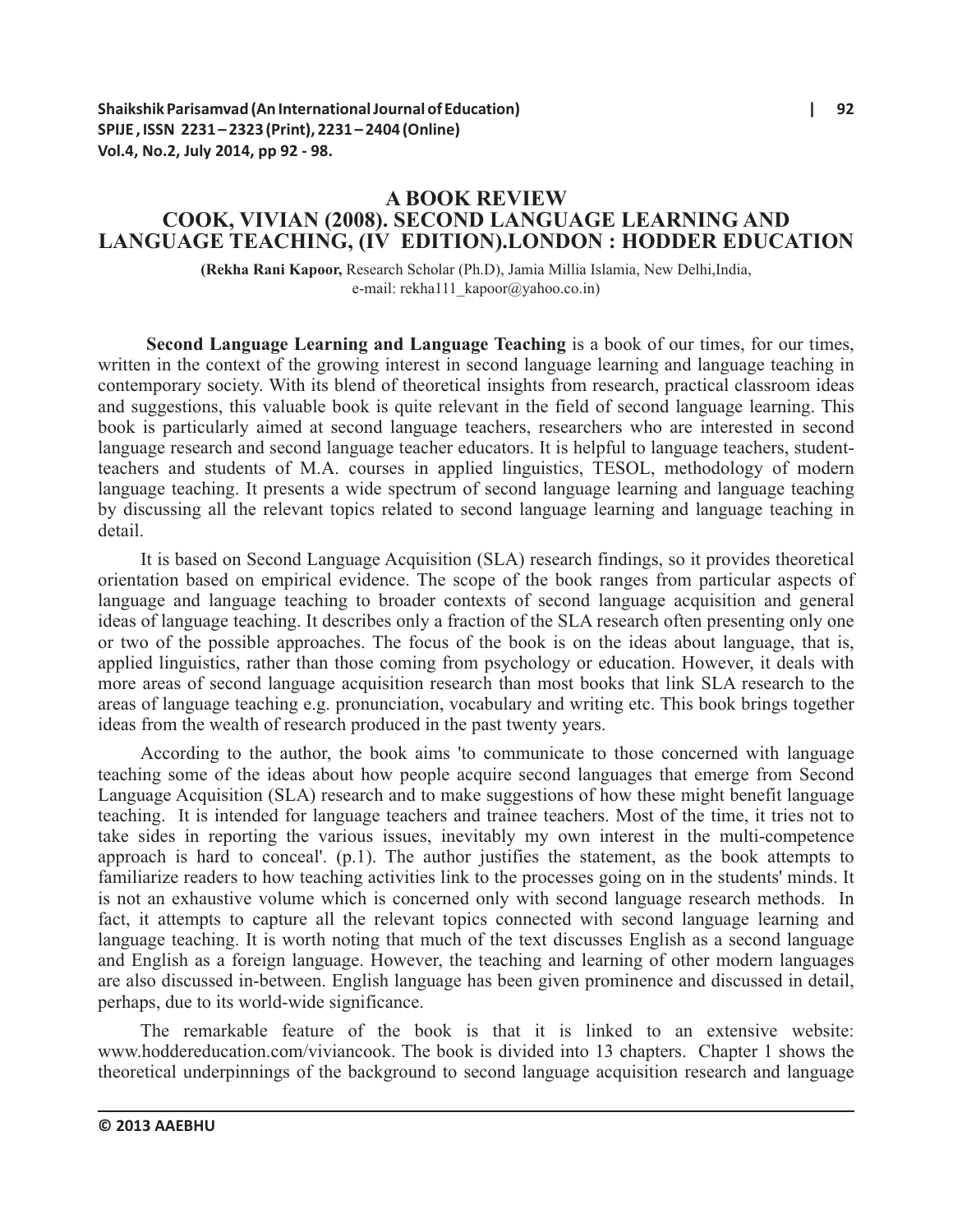# A BOOK REVIEW
# COOK, VIVIAN (2008). SECOND LANGUAGE LEARNING AND LANGUAGE TEACHING, (IV EDITION).LONDON : HODDER EDUCATION

**(Rekha Rani Kapoor,** Research Scholar (Ph.D), Jamia Millia Islamia, New Delhi,India, e-mail: rekha111_kapoor@yahoo.co.in)

**Second Language Learning and Language Teaching** is a book of our times, for our times, written in the context of the growing interest in second language learning and language teaching in contemporary society. With its blend of theoretical insights from research, practical classroom ideas and suggestions, this valuable book is quite relevant in the field of second language learning. This book is particularly aimed at second language teachers, researchers who are interested in second language research and second language teacher educators. It is helpful to language teachers, student-teachers and students of M.A. courses in applied linguistics, TESOL, methodology of modern language teaching. It presents a wide spectrum of second language learning and language teaching by discussing all the relevant topics related to second language learning and language teaching in detail.

It is based on Second Language Acquisition (SLA) research findings, so it provides theoretical orientation based on empirical evidence. The scope of the book ranges from particular aspects of language and language teaching to broader contexts of second language acquisition and general ideas of language teaching. It describes only a fraction of the SLA research often presenting only one or two of the possible approaches. The focus of the book is on the ideas about language, that is, applied linguistics, rather than those coming from psychology or education. However, it deals with more areas of second language acquisition research than most books that link SLA research to the areas of language teaching e.g. pronunciation, vocabulary and writing etc. This book brings together ideas from the wealth of research produced in the past twenty years.

According to the author, the book aims 'to communicate to those concerned with language teaching some of the ideas about how people acquire second languages that emerge from Second Language Acquisition (SLA) research and to make suggestions of how these might benefit language teaching. It is intended for language teachers and trainee teachers. Most of the time, it tries not to take sides in reporting the various issues, inevitably my own interest in the multi-competence approach is hard to conceal'. (p.1). The author justifies the statement, as the book attempts to familiarize readers to how teaching activities link to the processes going on in the students' minds. It is not an exhaustive volume which is concerned only with second language research methods. In fact, it attempts to capture all the relevant topics connected with second language learning and language teaching. It is worth noting that much of the text discusses English as a second language and English as a foreign language. However, the teaching and learning of other modern languages are also discussed in-between. English language has been given prominence and discussed in detail, perhaps, due to its world-wide significance.

The remarkable feature of the book is that it is linked to an extensive website: www.hoddereducation.com/viviancook. The book is divided into 13 chapters. Chapter 1 shows the theoretical underpinnings of the background to second language acquisition research and language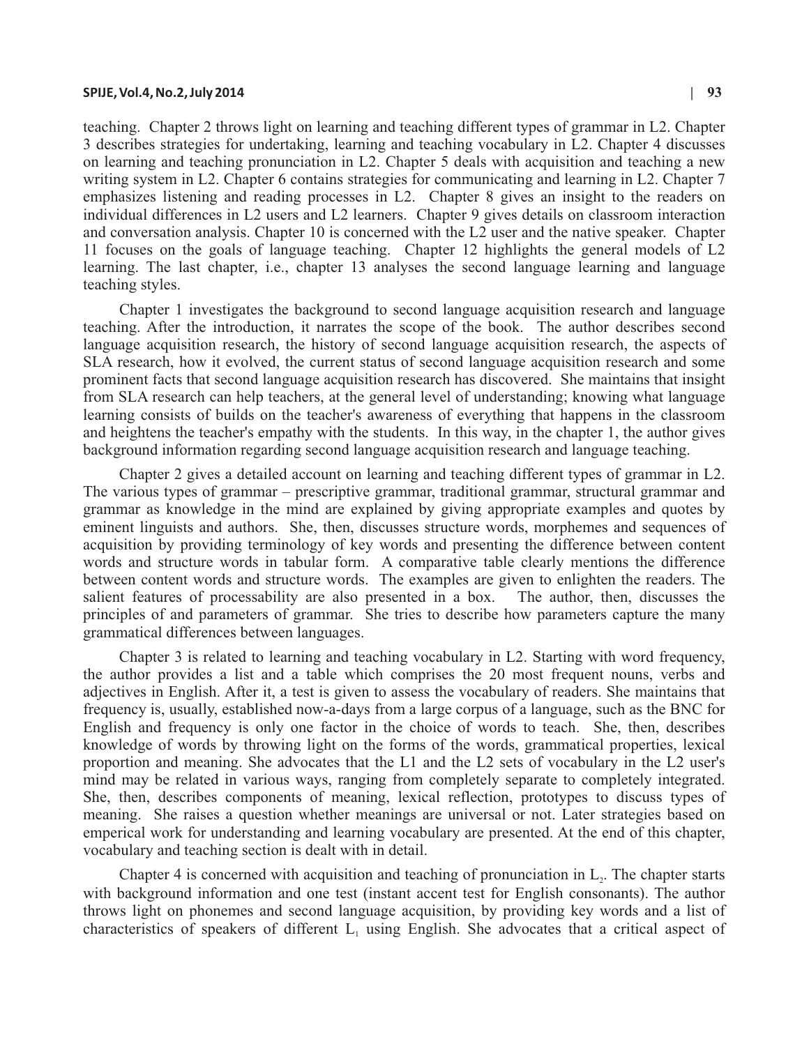teaching. Chapter 2 throws light on learning and teaching different types of grammar in L2. Chapter 3 describes strategies for undertaking, learning and teaching vocabulary in L2. Chapter 4 discusses on learning and teaching pronunciation in L2. Chapter 5 deals with acquisition and teaching a new writing system in L2. Chapter 6 contains strategies for communicating and learning in L2. Chapter 7 emphasizes listening and reading processes in L2. Chapter 8 gives an insight to the readers on individual differences in L2 users and L2 learners. Chapter 9 gives details on classroom interaction and conversation analysis. Chapter 10 is concerned with the L2 user and the native speaker. Chapter 11 focuses on the goals of language teaching. Chapter 12 highlights the general models of L2 learning. The last chapter, i.e., chapter 13 analyses the second language learning and language teaching styles.

Chapter 1 investigates the background to second language acquisition research and language teaching. After the introduction, it narrates the scope of the book. The author describes second language acquisition research, the history of second language acquisition research, the aspects of SLA research, how it evolved, the current status of second language acquisition research and some prominent facts that second language acquisition research has discovered. She maintains that insight from SLA research can help teachers, at the general level of understanding; knowing what language learning consists of builds on the teacher's awareness of everything that happens in the classroom and heightens the teacher's empathy with the students. In this way, in the chapter 1, the author gives background information regarding second language acquisition research and language teaching.

Chapter 2 gives a detailed account on learning and teaching different types of grammar in L2. The various types of grammar – prescriptive grammar, traditional grammar, structural grammar and grammar as knowledge in the mind are explained by giving appropriate examples and quotes by eminent linguists and authors. She, then, discusses structure words, morphemes and sequences of acquisition by providing terminology of key words and presenting the difference between content words and structure words in tabular form. A comparative table clearly mentions the difference between content words and structure words. The examples are given to enlighten the readers. The salient features of processability are also presented in a box. The author, then, discusses the principles of and parameters of grammar. She tries to describe how parameters capture the many grammatical differences between languages.

Chapter 3 is related to learning and teaching vocabulary in L2. Starting with word frequency, the author provides a list and a table which comprises the 20 most frequent nouns, verbs and adjectives in English. After it, a test is given to assess the vocabulary of readers. She maintains that frequency is, usually, established now-a-days from a large corpus of a language, such as the BNC for English and frequency is only one factor in the choice of words to teach. She, then, describes knowledge of words by throwing light on the forms of the words, grammatical properties, lexical proportion and meaning. She advocates that the L1 and the L2 sets of vocabulary in the L2 user's mind may be related in various ways, ranging from completely separate to completely integrated. She, then, describes components of meaning, lexical reflection, prototypes to discuss types of meaning. She raises a question whether meanings are universal or not. Later strategies based on emperical work for understanding and learning vocabulary are presented. At the end of this chapter, vocabulary and teaching section is dealt with in detail.

Chapter 4 is concerned with acquisition and teaching of pronunciation in $L_2$. The chapter starts with background information and one test (instant accent test for English consonants). The author throws light on phonemes and second language acquisition, by providing key words and a list of characteristics of speakers of different $L_1$ using English. She advocates that a critical aspect of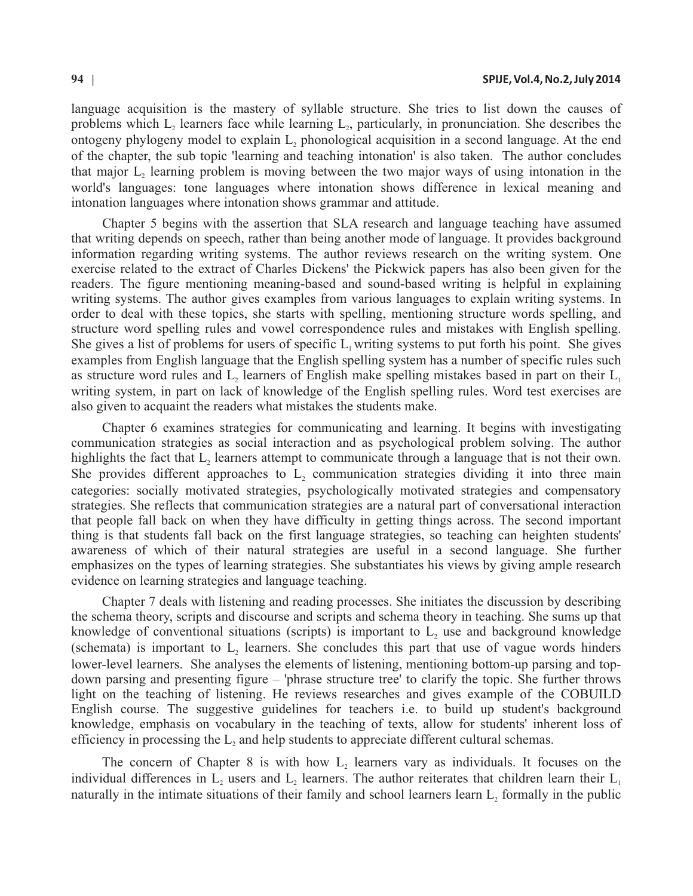language acquisition is the mastery of syllable structure. She tries to list down the causes of problems which $L_2$ learners face while learning $L_2$, particularly, in pronunciation. She describes the ontogeny phylogeny model to explain $L_2$ phonological acquisition in a second language. At the end of the chapter, the sub topic 'learning and teaching intonation' is also taken. The author concludes that major $L_2$ learning problem is moving between the two major ways of using intonation in the world's languages: tone languages where intonation shows difference in lexical meaning and intonation languages where intonation shows grammar and attitude.

Chapter 5 begins with the assertion that SLA research and language teaching have assumed that writing depends on speech, rather than being another mode of language. It provides background information regarding writing systems. The author reviews research on the writing system. One exercise related to the extract of Charles Dickens' the Pickwick papers has also been given for the readers. The figure mentioning meaning-based and sound-based writing is helpful in explaining writing systems. The author gives examples from various languages to explain writing systems. In order to deal with these topics, she starts with spelling, mentioning structure words spelling, and structure word spelling rules and vowel correspondence rules and mistakes with English spelling. She gives a list of problems for users of specific $L_1$ writing systems to put forth his point. She gives examples from English language that the English spelling system has a number of specific rules such as structure word rules and $L_2$ learners of English make spelling mistakes based in part on their $L_1$ writing system, in part on lack of knowledge of the English spelling rules. Word test exercises are also given to acquaint the readers what mistakes the students make.

Chapter 6 examines strategies for communicating and learning. It begins with investigating communication strategies as social interaction and as psychological problem solving. The author highlights the fact that $L_2$ learners attempt to communicate through a language that is not their own. She provides different approaches to $L_2$ communication strategies dividing it into three main categories: socially motivated strategies, psychologically motivated strategies and compensatory strategies. She reflects that communication strategies are a natural part of conversational interaction that people fall back on when they have difficulty in getting things across. The second important thing is that students fall back on the first language strategies, so teaching can heighten students' awareness of which of their natural strategies are useful in a second language. She further emphasizes on the types of learning strategies. She substantiates his views by giving ample research evidence on learning strategies and language teaching.

Chapter 7 deals with listening and reading processes. She initiates the discussion by describing the schema theory, scripts and discourse and scripts and schema theory in teaching. She sums up that knowledge of conventional situations (scripts) is important to $L_2$ use and background knowledge (schemata) is important to $L_2$ learners. She concludes this part that use of vague words hinders lower-level learners. She analyses the elements of listening, mentioning bottom-up parsing and top-down parsing and presenting figure – 'phrase structure tree' to clarify the topic. She further throws light on the teaching of listening. He reviews researches and gives example of the COBUILD English course. The suggestive guidelines for teachers i.e. to build up student's background knowledge, emphasis on vocabulary in the teaching of texts, allow for students' inherent loss of efficiency in processing the $L_2$ and help students to appreciate different cultural schemas.

The concern of Chapter 8 is with how $L_2$ learners vary as individuals. It focuses on the individual differences in $L_2$ users and $L_2$ learners. The author reiterates that children learn their $L_1$ naturally in the intimate situations of their family and school learners learn $L_2$ formally in the public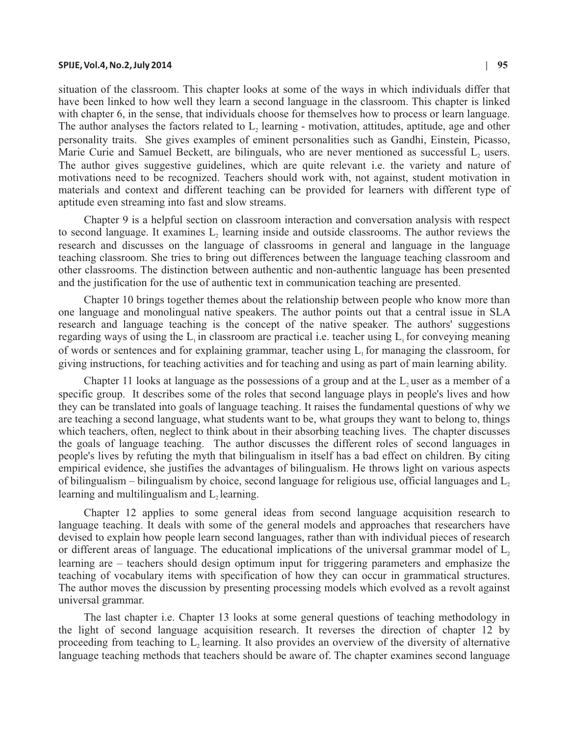situation of the classroom. This chapter looks at some of the ways in which individuals differ that have been linked to how well they learn a second language in the classroom. This chapter is linked with chapter 6, in the sense, that individuals choose for themselves how to process or learn language. The author analyses the factors related to $L_2$ learning - motivation, attitudes, aptitude, age and other personality traits. She gives examples of eminent personalities such as Gandhi, Einstein, Picasso, Marie Curie and Samuel Beckett, are bilinguals, who are never mentioned as successful $L_2$ users. The author gives suggestive guidelines, which are quite relevant i.e. the variety and nature of motivations need to be recognized. Teachers should work with, not against, student motivation in materials and context and different teaching can be provided for learners with different type of aptitude even streaming into fast and slow streams.

Chapter 9 is a helpful section on classroom interaction and conversation analysis with respect to second language. It examines $L_2$ learning inside and outside classrooms. The author reviews the research and discusses on the language of classrooms in general and language in the language teaching classroom. She tries to bring out differences between the language teaching classroom and other classrooms. The distinction between authentic and non-authentic language has been presented and the justification for the use of authentic text in communication teaching are presented.

Chapter 10 brings together themes about the relationship between people who know more than one language and monolingual native speakers. The author points out that a central issue in SLA research and language teaching is the concept of the native speaker. The authors' suggestions regarding ways of using the $L_1$ in classroom are practical i.e. teacher using $L_1$ for conveying meaning of words or sentences and for explaining grammar, teacher using $L_1$ for managing the classroom, for giving instructions, for teaching activities and for teaching and using as part of main learning ability.

Chapter 11 looks at language as the possessions of a group and at the $L_2$ user as a member of a specific group. It describes some of the roles that second language plays in people's lives and how they can be translated into goals of language teaching. It raises the fundamental questions of why we are teaching a second language, what students want to be, what groups they want to belong to, things which teachers, often, neglect to think about in their absorbing teaching lives. The chapter discusses the goals of language teaching. The author discusses the different roles of second languages in people's lives by refuting the myth that bilingualism in itself has a bad effect on children. By citing empirical evidence, she justifies the advantages of bilingualism. He throws light on various aspects of bilingualism – bilingualism by choice, second language for religious use, official languages and $L_2$ learning and multilingualism and $L_2$ learning.

Chapter 12 applies to some general ideas from second language acquisition research to language teaching. It deals with some of the general models and approaches that researchers have devised to explain how people learn second languages, rather than with individual pieces of research or different areas of language. The educational implications of the universal grammar model of $L_2$ learning are – teachers should design optimum input for triggering parameters and emphasize the teaching of vocabulary items with specification of how they can occur in grammatical structures. The author moves the discussion by presenting processing models which evolved as a revolt against universal grammar.

The last chapter i.e. Chapter 13 looks at some general questions of teaching methodology in the light of second language acquisition research. It reverses the direction of chapter 12 by proceeding from teaching to $L_2$ learning. It also provides an overview of the diversity of alternative language teaching methods that teachers should be aware of. The chapter examines second language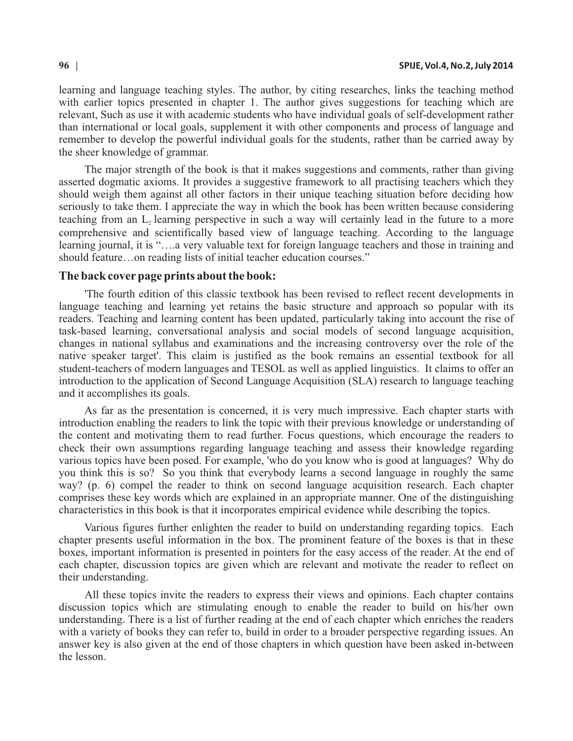learning and language teaching styles. The author, by citing researches, links the teaching method with earlier topics presented in chapter 1. The author gives suggestions for teaching which are relevant, Such as use it with academic students who have individual goals of self-development rather than international or local goals, supplement it with other components and process of language and remember to develop the powerful individual goals for the students, rather than be carried away by the sheer knowledge of grammar.

The major strength of the book is that it makes suggestions and comments, rather than giving asserted dogmatic axioms. It provides a suggestive framework to all practising teachers which they should weigh them against all other factors in their unique teaching situation before deciding how seriously to take them. I appreciate the way in which the book has been written because considering teaching from an $L_2$ learning perspective in such a way will certainly lead in the future to a more comprehensive and scientifically based view of language teaching. According to the language learning journal, it is "….a very valuable text for foreign language teachers and those in training and should feature…on reading lists of initial teacher education courses."

### The back cover page prints about the book:

'The fourth edition of this classic textbook has been revised to reflect recent developments in language teaching and learning yet retains the basic structure and approach so popular with its readers. Teaching and learning content has been updated, particularly taking into account the rise of task-based learning, conversational analysis and social models of second language acquisition, changes in national syllabus and examinations and the increasing controversy over the role of the native speaker target'. This claim is justified as the book remains an essential textbook for all student-teachers of modern languages and TESOL as well as applied linguistics. It claims to offer an introduction to the application of Second Language Acquisition (SLA) research to language teaching and it accomplishes its goals.

As far as the presentation is concerned, it is very much impressive. Each chapter starts with introduction enabling the readers to link the topic with their previous knowledge or understanding of the content and motivating them to read further. Focus questions, which encourage the readers to check their own assumptions regarding language teaching and assess their knowledge regarding various topics have been posed. For example, 'who do you know who is good at languages? Why do you think this is so? So you think that everybody learns a second language in roughly the same way? (p. 6) compel the reader to think on second language acquisition research. Each chapter comprises these key words which are explained in an appropriate manner. One of the distinguishing characteristics in this book is that it incorporates empirical evidence while describing the topics.

Various figures further enlighten the reader to build on understanding regarding topics. Each chapter presents useful information in the box. The prominent feature of the boxes is that in these boxes, important information is presented in pointers for the easy access of the reader. At the end of each chapter, discussion topics are given which are relevant and motivate the reader to reflect on their understanding.

All these topics invite the readers to express their views and opinions. Each chapter contains discussion topics which are stimulating enough to enable the reader to build on his/her own understanding. There is a list of further reading at the end of each chapter which enriches the readers with a variety of books they can refer to, build in order to a broader perspective regarding issues. An answer key is also given at the end of those chapters in which question have been asked in-between the lesson.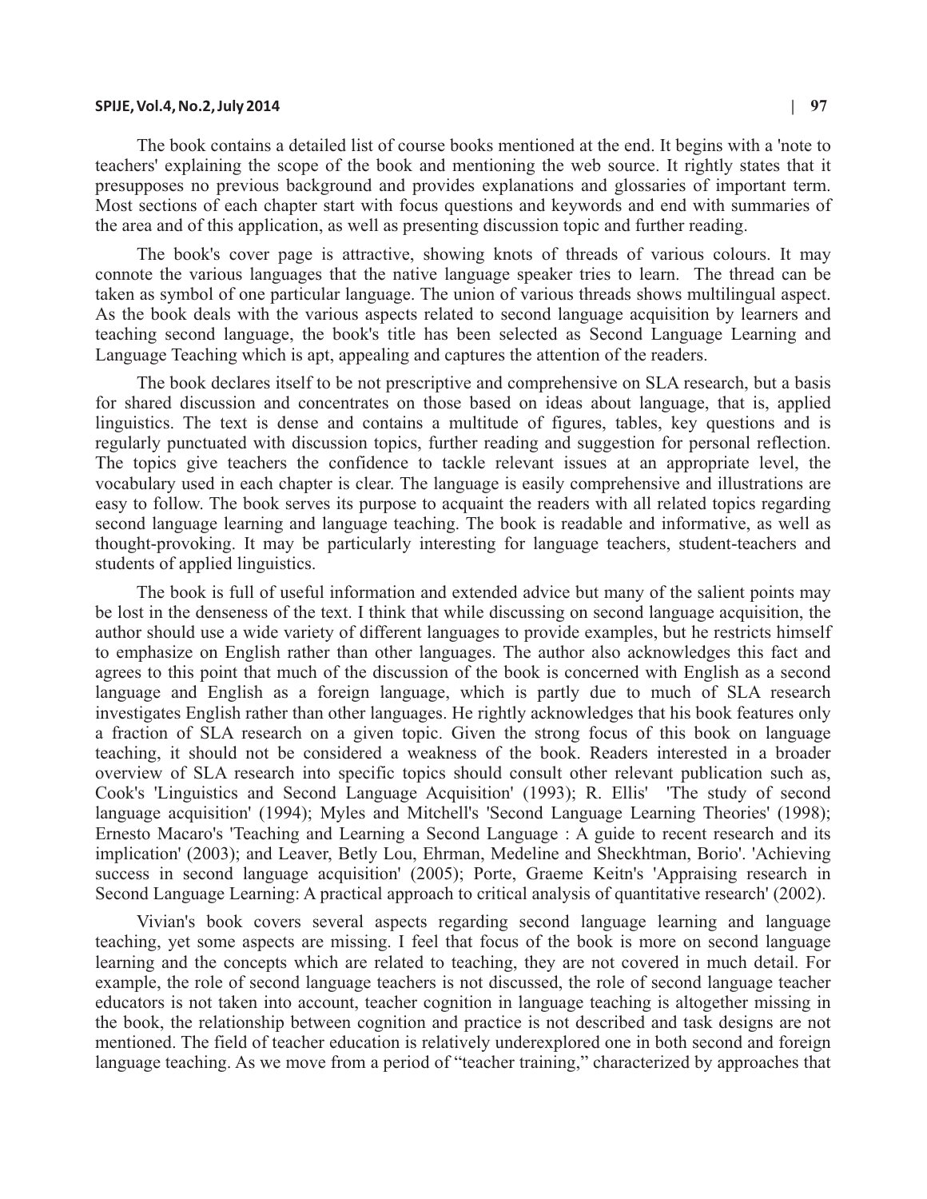The book contains a detailed list of course books mentioned at the end. It begins with a 'note to teachers' explaining the scope of the book and mentioning the web source. It rightly states that it presupposes no previous background and provides explanations and glossaries of important term. Most sections of each chapter start with focus questions and keywords and end with summaries of the area and of this application, as well as presenting discussion topic and further reading.

The book's cover page is attractive, showing knots of threads of various colours. It may connote the various languages that the native language speaker tries to learn. The thread can be taken as symbol of one particular language. The union of various threads shows multilingual aspect. As the book deals with the various aspects related to second language acquisition by learners and teaching second language, the book's title has been selected as Second Language Learning and Language Teaching which is apt, appealing and captures the attention of the readers.

The book declares itself to be not prescriptive and comprehensive on SLA research, but a basis for shared discussion and concentrates on those based on ideas about language, that is, applied linguistics. The text is dense and contains a multitude of figures, tables, key questions and is regularly punctuated with discussion topics, further reading and suggestion for personal reflection. The topics give teachers the confidence to tackle relevant issues at an appropriate level, the vocabulary used in each chapter is clear. The language is easily comprehensive and illustrations are easy to follow. The book serves its purpose to acquaint the readers with all related topics regarding second language learning and language teaching. The book is readable and informative, as well as thought-provoking. It may be particularly interesting for language teachers, student-teachers and students of applied linguistics.

The book is full of useful information and extended advice but many of the salient points may be lost in the denseness of the text. I think that while discussing on second language acquisition, the author should use a wide variety of different languages to provide examples, but he restricts himself to emphasize on English rather than other languages. The author also acknowledges this fact and agrees to this point that much of the discussion of the book is concerned with English as a second language and English as a foreign language, which is partly due to much of SLA research investigates English rather than other languages. He rightly acknowledges that his book features only a fraction of SLA research on a given topic. Given the strong focus of this book on language teaching, it should not be considered a weakness of the book. Readers interested in a broader overview of SLA research into specific topics should consult other relevant publication such as, Cook's 'Linguistics and Second Language Acquisition' (1993); R. Ellis' 'The study of second language acquisition' (1994); Myles and Mitchell's 'Second Language Learning Theories' (1998); Ernesto Macaro's 'Teaching and Learning a Second Language : A guide to recent research and its implication' (2003); and Leaver, Betly Lou, Ehrman, Medeline and Sheckhtman, Borio'. 'Achieving success in second language acquisition' (2005); Porte, Graeme Keitn's 'Appraising research in Second Language Learning: A practical approach to critical analysis of quantitative research' (2002).

Vivian's book covers several aspects regarding second language learning and language teaching, yet some aspects are missing. I feel that focus of the book is more on second language learning and the concepts which are related to teaching, they are not covered in much detail. For example, the role of second language teachers is not discussed, the role of second language teacher educators is not taken into account, teacher cognition in language teaching is altogether missing in the book, the relationship between cognition and practice is not described and task designs are not mentioned. The field of teacher education is relatively underexplored one in both second and foreign language teaching. As we move from a period of "teacher training," characterized by approaches that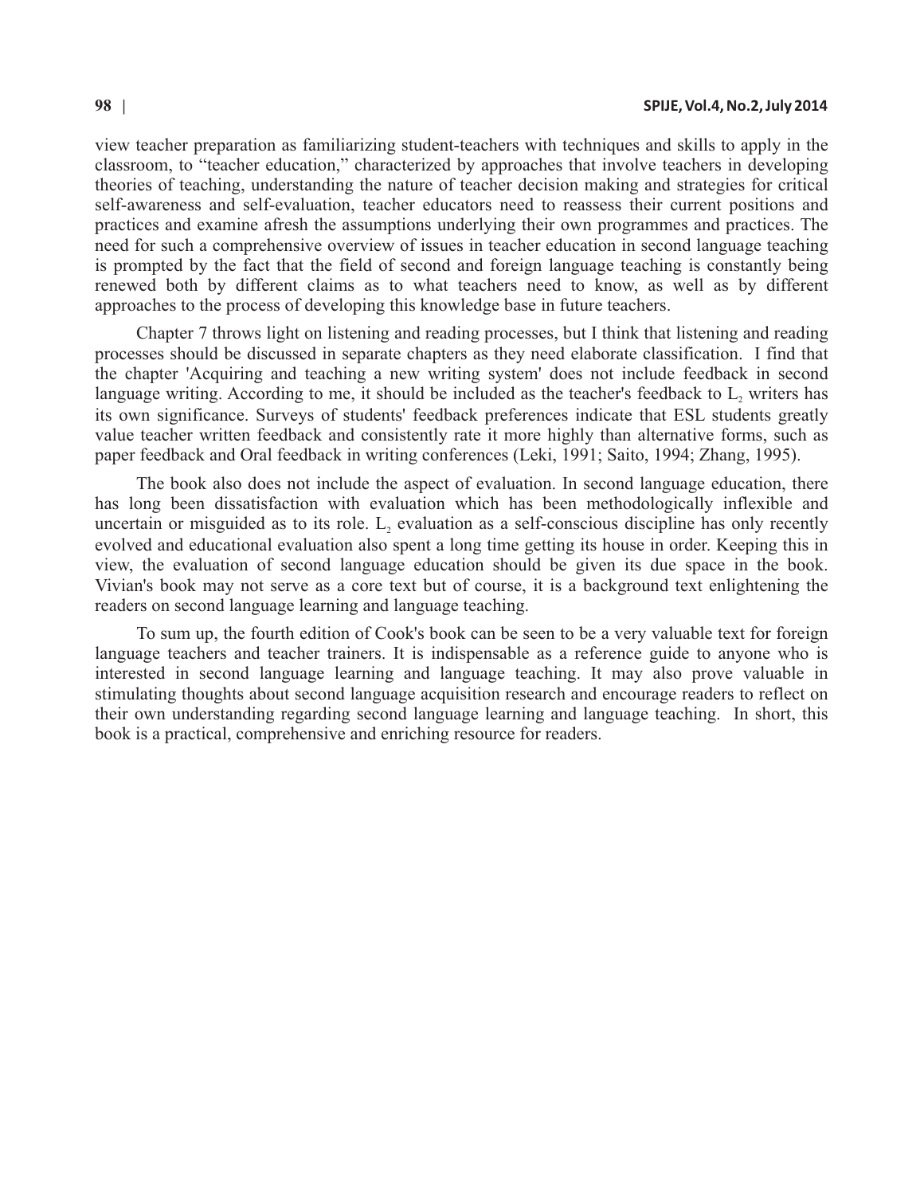view teacher preparation as familiarizing student-teachers with techniques and skills to apply in the classroom, to "teacher education," characterized by approaches that involve teachers in developing theories of teaching, understanding the nature of teacher decision making and strategies for critical self-awareness and self-evaluation, teacher educators need to reassess their current positions and practices and examine afresh the assumptions underlying their own programmes and practices. The need for such a comprehensive overview of issues in teacher education in second language teaching is prompted by the fact that the field of second and foreign language teaching is constantly being renewed both by different claims as to what teachers need to know, as well as by different approaches to the process of developing this knowledge base in future teachers.

Chapter 7 throws light on listening and reading processes, but I think that listening and reading processes should be discussed in separate chapters as they need elaborate classification. I find that the chapter 'Acquiring and teaching a new writing system' does not include feedback in second language writing. According to me, it should be included as the teacher's feedback to $L_2$ writers has its own significance. Surveys of students' feedback preferences indicate that ESL students greatly value teacher written feedback and consistently rate it more highly than alternative forms, such as paper feedback and Oral feedback in writing conferences (Leki, 1991; Saito, 1994; Zhang, 1995).

The book also does not include the aspect of evaluation. In second language education, there has long been dissatisfaction with evaluation which has been methodologically inflexible and uncertain or misguided as to its role. $L_2$ evaluation as a self-conscious discipline has only recently evolved and educational evaluation also spent a long time getting its house in order. Keeping this in view, the evaluation of second language education should be given its due space in the book. Vivian's book may not serve as a core text but of course, it is a background text enlightening the readers on second language learning and language teaching.

To sum up, the fourth edition of Cook's book can be seen to be a very valuable text for foreign language teachers and teacher trainers. It is indispensable as a reference guide to anyone who is interested in second language learning and language teaching. It may also prove valuable in stimulating thoughts about second language acquisition research and encourage readers to reflect on their own understanding regarding second language learning and language teaching. In short, this book is a practical, comprehensive and enriching resource for readers.